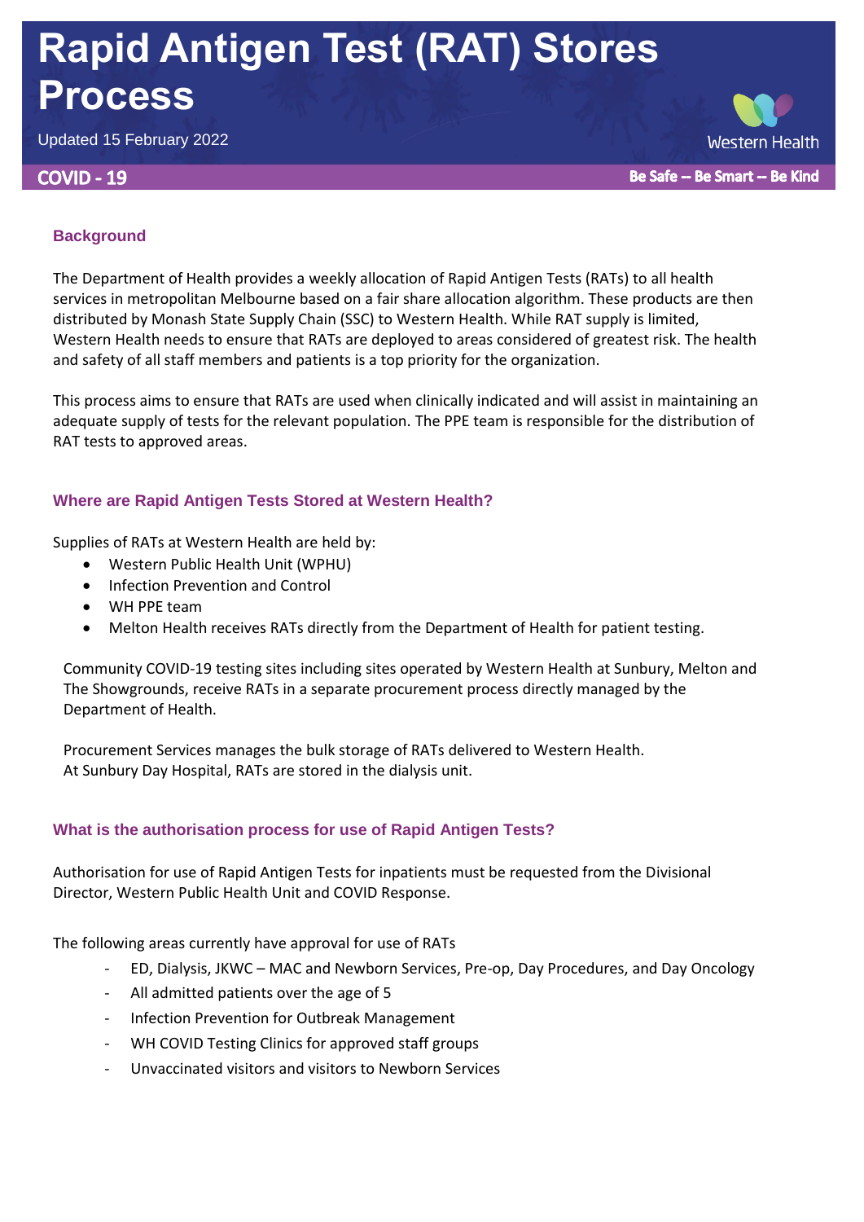# Rapid Antigen Test (RAT) Stores Process

Updated 15 February 2022

Western Health

**COVID - 19**

**Be Safe -- Be Smart -- Be Kind**

## Background

The Department of Health provides a weekly allocation of Rapid Antigen Tests (RATs) to all health services in metropolitan Melbourne based on a fair share allocation algorithm. These products are then distributed by Monash State Supply Chain (SSC) to Western Health. While RAT supply is limited, Western Health needs to ensure that RATs are deployed to areas considered of greatest risk. The health and safety of all staff members and patients is a top priority for the organization.

This process aims to ensure that RATs are used when clinically indicated and will assist in maintaining an adequate supply of tests for the relevant population. The PPE team is responsible for the distribution of RAT tests to approved areas.

## Where are Rapid Antigen Tests Stored at Western Health?

Supplies of RATs at Western Health are held by:

- Western Public Health Unit (WPHU)
- Infection Prevention and Control
- WH PPE team
- Melton Health receives RATs directly from the Department of Health for patient testing.

Community COVID-19 testing sites including sites operated by Western Health at Sunbury, Melton and The Showgrounds, receive RATs in a separate procurement process directly managed by the Department of Health.

Procurement Services manages the bulk storage of RATs delivered to Western Health.
At Sunbury Day Hospital, RATs are stored in the dialysis unit.

## What is the authorisation process for use of Rapid Antigen Tests?

Authorisation for use of Rapid Antigen Tests for inpatients must be requested from the Divisional Director, Western Public Health Unit and COVID Response.

The following areas currently have approval for use of RATs

- ED, Dialysis, JKWC – MAC and Newborn Services, Pre-op, Day Procedures, and Day Oncology
- All admitted patients over the age of 5
- Infection Prevention for Outbreak Management
- WH COVID Testing Clinics for approved staff groups
- Unvaccinated visitors and visitors to Newborn Services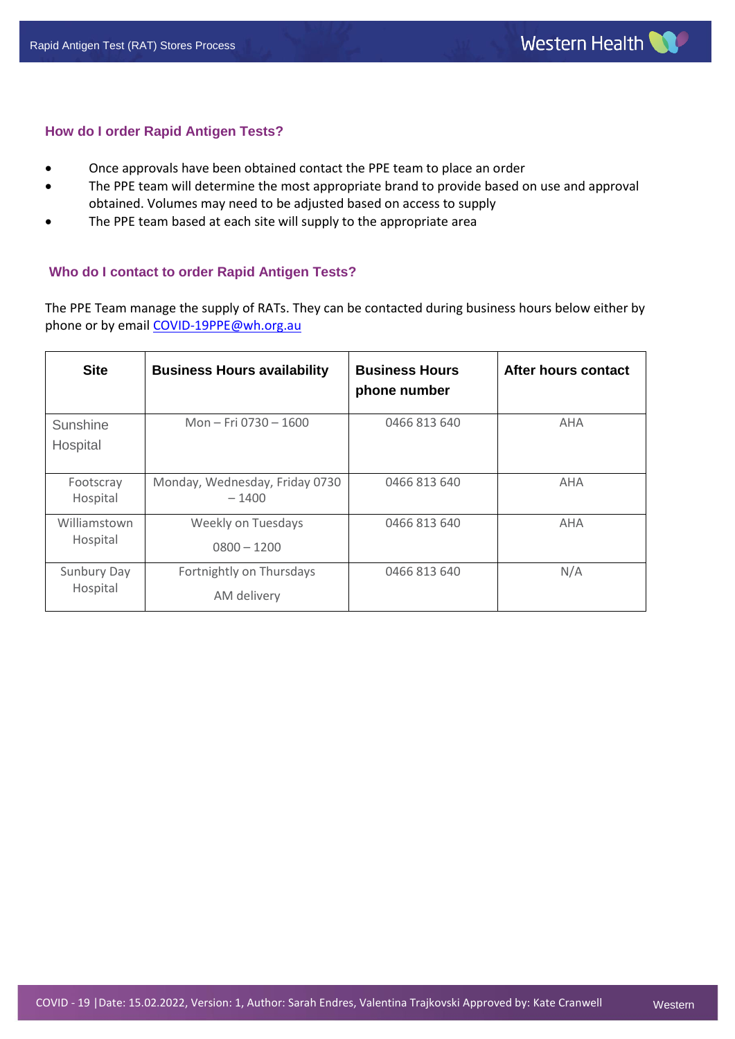## How do I order Rapid Antigen Tests?

- Once approvals have been obtained contact the PPE team to place an order
- The PPE team will determine the most appropriate brand to provide based on use and approval obtained. Volumes may need to be adjusted based on access to supply
- The PPE team based at each site will supply to the appropriate area

## Who do I contact to order Rapid Antigen Tests?

The PPE Team manage the supply of RATs. They can be contacted during business hours below either by phone or by email COVID-19PPE@wh.org.au

| Site | Business Hours availability | Business Hours phone number | After hours contact |
|---|---|---|---|
| Sunshine Hospital | Mon – Fri 0730 – 1600 | 0466 813 640 | AHA |
| Footscray Hospital | Monday, Wednesday, Friday 0730 – 1400 | 0466 813 640 | AHA |
| Williamstown Hospital | Weekly on Tuesdays 0800 – 1200 | 0466 813 640 | AHA |
| Sunbury Day Hospital | Fortnightly on Thursdays AM delivery | 0466 813 640 | N/A |